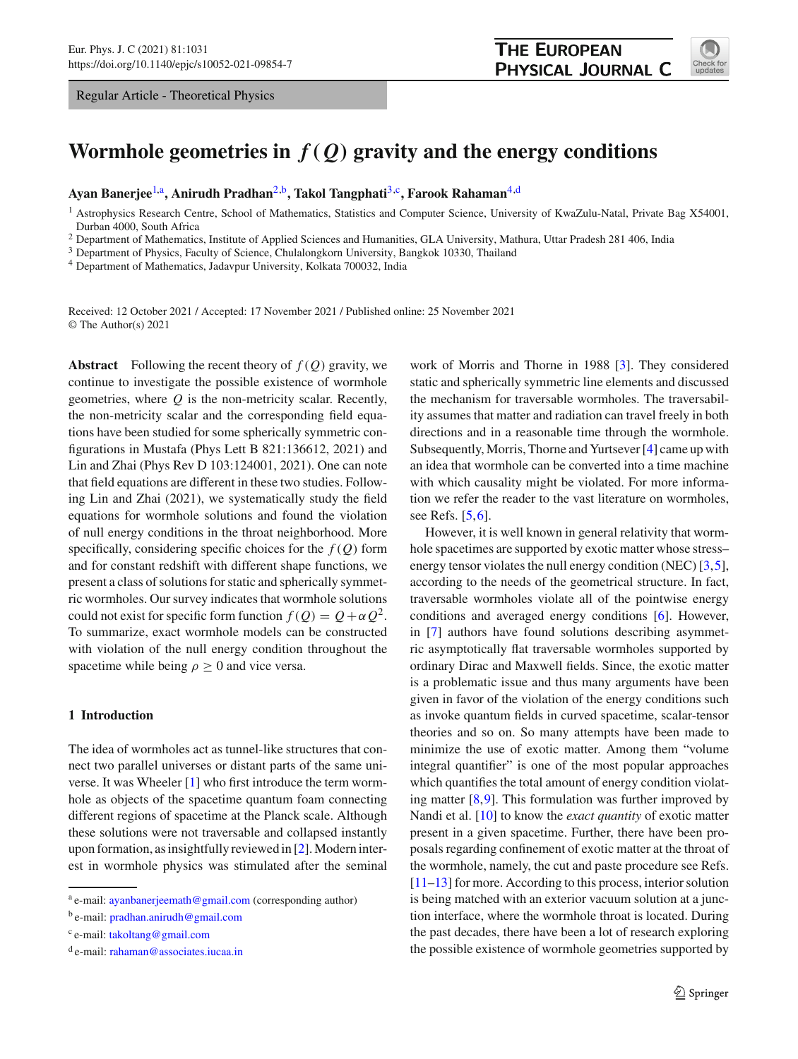Regular Article - Theoretical Physics

# Wormhole geometries in $f(Q)$ gravity and the energy conditions

**Ayan Banerjee**[1,a], **Anirudh Pradhan**[2,b], **Takol Tangphati**[3,c], **Farook Rahaman**[4,d]

[1] Astrophysics Research Centre, School of Mathematics, Statistics and Computer Science, University of KwaZulu-Natal, Private Bag X54001, Durban 4000, South Africa
[2] Department of Mathematics, Institute of Applied Sciences and Humanities, GLA University, Mathura, Uttar Pradesh 281 406, India
[3] Department of Physics, Faculty of Science, Chulalongkorn University, Bangkok 10330, Thailand
[4] Department of Mathematics, Jadavpur University, Kolkata 700032, India

Received: 12 October 2021 / Accepted: 17 November 2021 / Published online: 25 November 2021
© The Author(s) 2021

**Abstract** Following the recent theory of $f(Q)$ gravity, we continue to investigate the possible existence of wormhole geometries, where $Q$ is the non-metricity scalar. Recently, the non-metricity scalar and the corresponding field equations have been studied for some spherically symmetric configurations in Mustafa (Phys Lett B 821:136612, 2021) and Lin and Zhai (Phys Rev D 103:124001, 2021). One can note that field equations are different in these two studies. Following Lin and Zhai (2021), we systematically study the field equations for wormhole solutions and found the violation of null energy conditions in the throat neighborhood. More specifically, considering specific choices for the $f(Q)$ form and for constant redshift with different shape functions, we present a class of solutions for static and spherically symmetric wormholes. Our survey indicates that wormhole solutions could not exist for specific form function $f(Q) = Q + \alpha Q^2$. To summarize, exact wormhole models can be constructed with violation of the null energy condition throughout the spacetime while being $\rho \geq 0$ and vice versa.

## 1 Introduction

The idea of wormholes act as tunnel-like structures that connect two parallel universes or distant parts of the same universe. It was Wheeler [1] who first introduce the term wormhole as objects of the spacetime quantum foam connecting different regions of spacetime at the Planck scale. Although these solutions were not traversable and collapsed instantly upon formation, as insightfully reviewed in [2]. Modern interest in wormhole physics was stimulated after the seminal work of Morris and Thorne in 1988 [3]. They considered static and spherically symmetric line elements and discussed the mechanism for traversable wormholes. The traversability assumes that matter and radiation can travel freely in both directions and in a reasonable time through the wormhole. Subsequently, Morris, Thorne and Yurtsever [4] came up with an idea that wormhole can be converted into a time machine with which causality might be violated. For more information we refer the reader to the vast literature on wormholes, see Refs. [5,6].

However, it is well known in general relativity that wormhole spacetimes are supported by exotic matter whose stress–energy tensor violates the null energy condition (NEC) [3,5], according to the needs of the geometrical structure. In fact, traversable wormholes violate all of the pointwise energy conditions and averaged energy conditions [6]. However, in [7] authors have found solutions describing asymmetric asymptotically flat traversable wormholes supported by ordinary Dirac and Maxwell fields. Since, the exotic matter is a problematic issue and thus many arguments have been given in favor of the violation of the energy conditions such as invoke quantum fields in curved spacetime, scalar-tensor theories and so on. So many attempts have been made to minimize the use of exotic matter. Among them "volume integral quantifier" is one of the most popular approaches which quantifies the total amount of energy condition violating matter [8,9]. This formulation was further improved by Nandi et al. [10] to know the *exact quantity* of exotic matter present in a given spacetime. Further, there have been proposals regarding confinement of exotic matter at the throat of the wormhole, namely, the cut and paste procedure see Refs. [11–13] for more. According to this process, interior solution is being matched with an exterior vacuum solution at a junction interface, where the wormhole throat is located. During the past decades, there have been a lot of research exploring the possible existence of wormhole geometries supported by

---

[a] e-mail: ayanbanerjeemath@gmail.com (corresponding author)
[b] e-mail: pradhan.anirudh@gmail.com
[c] e-mail: takoltang@gmail.com
[d] e-mail: rahaman@associates.iucaa.in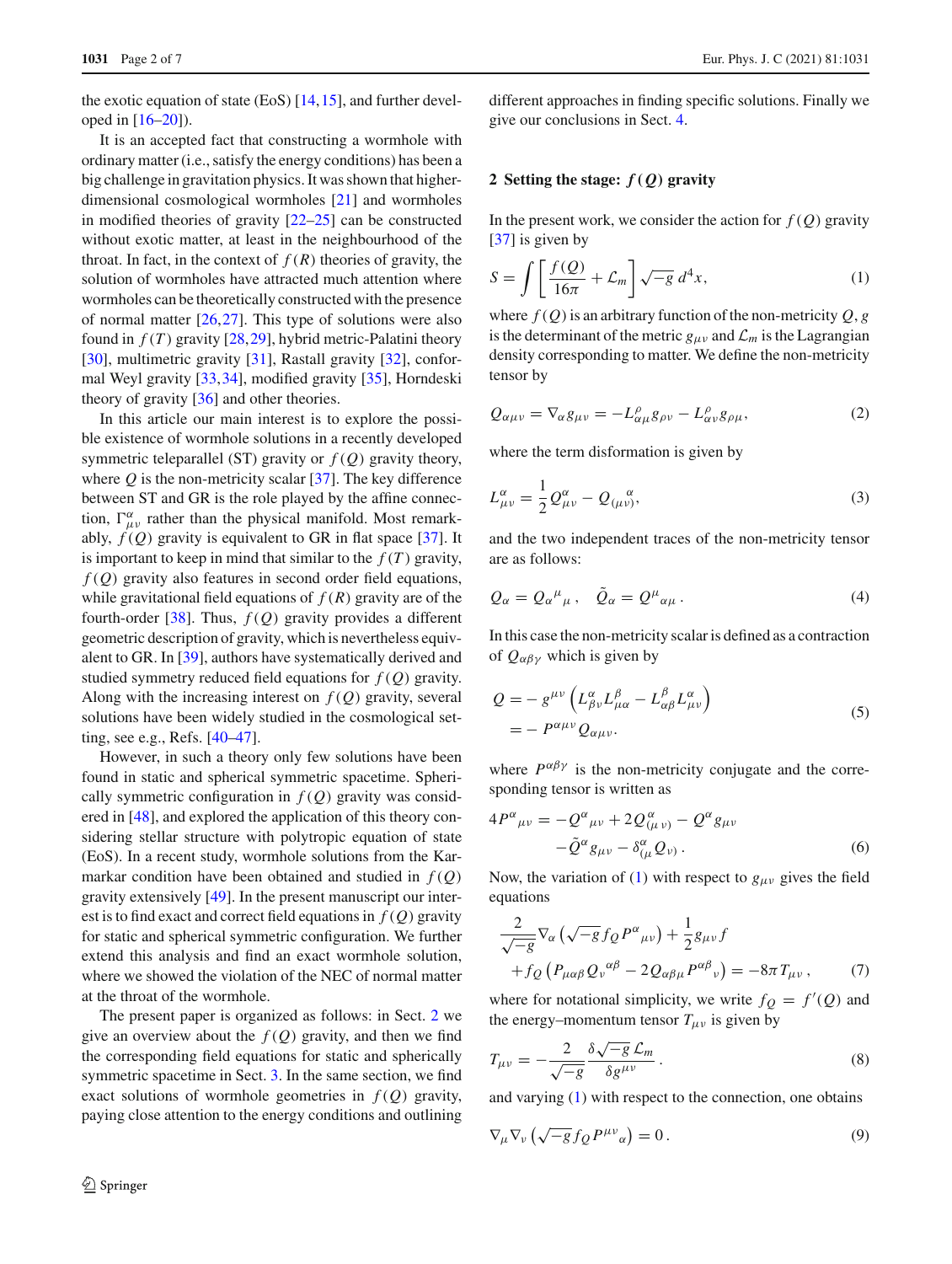the exotic equation of state (EoS) [14,15], and further developed in [16–20]).

It is an accepted fact that constructing a wormhole with ordinary matter (i.e., satisfy the energy conditions) has been a big challenge in gravitation physics. It was shown that higher-dimensional cosmological wormholes [21] and wormholes in modified theories of gravity [22–25] can be constructed without exotic matter, at least in the neighbourhood of the throat. In fact, in the context of $f(R)$ theories of gravity, the solution of wormholes have attracted much attention where wormholes can be theoretically constructed with the presence of normal matter [26,27]. This type of solutions were also found in $f(T)$ gravity [28,29], hybrid metric-Palatini theory [30], multimetric gravity [31], Rastall gravity [32], conformal Weyl gravity [33,34], modified gravity [35], Horndeski theory of gravity [36] and other theories.

In this article our main interest is to explore the possible existence of wormhole solutions in a recently developed symmetric teleparallel (ST) gravity or $f(Q)$ gravity theory, where $Q$ is the non-metricity scalar [37]. The key difference between ST and GR is the role played by the affine connection, $\Gamma^{\alpha}_{\mu\nu}$ rather than the physical manifold. Most remarkably, $f(Q)$ gravity is equivalent to GR in flat space [37]. It is important to keep in mind that similar to the $f(T)$ gravity, $f(Q)$ gravity also features in second order field equations, while gravitational field equations of $f(R)$ gravity are of the fourth-order [38]. Thus, $f(Q)$ gravity provides a different geometric description of gravity, which is nevertheless equivalent to GR. In [39], authors have systematically derived and studied symmetry reduced field equations for $f(Q)$ gravity. Along with the increasing interest on $f(Q)$ gravity, several solutions have been widely studied in the cosmological setting, see e.g., Refs. [40–47].

However, in such a theory only few solutions have been found in static and spherical symmetric spacetime. Spherically symmetric configuration in $f(Q)$ gravity was considered in [48], and explored the application of this theory considering stellar structure with polytropic equation of state (EoS). In a recent study, wormhole solutions from the Karmarkar condition have been obtained and studied in $f(Q)$ gravity extensively [49]. In the present manuscript our interest is to find exact and correct field equations in $f(Q)$ gravity for static and spherical symmetric configuration. We further extend this analysis and find an exact wormhole solution, where we showed the violation of the NEC of normal matter at the throat of the wormhole.

The present paper is organized as follows: in Sect. 2 we give an overview about the $f(Q)$ gravity, and then we find the corresponding field equations for static and spherically symmetric spacetime in Sect. 3. In the same section, we find exact solutions of wormhole geometries in $f(Q)$ gravity, paying close attention to the energy conditions and outlining different approaches in finding specific solutions. Finally we give our conclusions in Sect. 4.

## 2 Setting the stage: $f(Q)$ gravity

In the present work, we consider the action for $f(Q)$ gravity [37] is given by

$$S = \int \left[ \frac{f(Q)}{16\pi} + \mathcal{L}_m \right] \sqrt{-g}\, d^4x, \tag{1}$$

where $f(Q)$ is an arbitrary function of the non-metricity $Q$, $g$ is the determinant of the metric $g_{\mu\nu}$ and $\mathcal{L}_m$ is the Lagrangian density corresponding to matter. We define the non-metricity tensor by

$$Q_{\alpha\mu\nu} = \nabla_{\alpha} g_{\mu\nu} = -L^{\rho}_{\alpha\mu} g_{\rho\nu} - L^{\rho}_{\alpha\nu} g_{\rho\mu}, \tag{2}$$

where the term disformation is given by

$$L^{\alpha}_{\mu\nu} = \frac{1}{2} Q^{\alpha}_{\mu\nu} - Q_{(\mu\nu)}{}^{\alpha}, \tag{3}$$

and the two independent traces of the non-metricity tensor are as follows:

$$Q_{\alpha} = Q_{\alpha}{}^{\mu}{}_{\mu}, \quad \tilde{Q}_{\alpha} = Q^{\mu}{}_{\alpha\mu}. \tag{4}$$

In this case the non-metricity scalar is defined as a contraction of $Q_{\alpha\beta\gamma}$ which is given by

$$\begin{aligned} Q &= -\, g^{\mu\nu} \left( L^{\alpha}_{\beta\nu} L^{\beta}_{\mu\alpha} - L^{\beta}_{\alpha\beta} L^{\alpha}_{\mu\nu} \right) \\ &= -\, P^{\alpha\mu\nu} Q_{\alpha\mu\nu}. \end{aligned} \tag{5}$$

where $P^{\alpha\beta\gamma}$ is the non-metricity conjugate and the corresponding tensor is written as

$$\begin{aligned} 4P^{\alpha}{}_{\mu\nu} = & -Q^{\alpha}{}_{\mu\nu} + 2Q_{(\mu}{}^{\alpha}{}_{\nu)} - Q^{\alpha} g_{\mu\nu} \\ & - \tilde{Q}^{\alpha} g_{\mu\nu} - \delta^{\alpha}_{(\mu} Q_{\nu)}. \end{aligned} \tag{6}$$

Now, the variation of (1) with respect to $g_{\mu\nu}$ gives the field equations

$$\begin{aligned} & \frac{2}{\sqrt{-g}} \nabla_{\alpha} \left( \sqrt{-g} f_Q P^{\alpha}{}_{\mu\nu} \right) + \frac{1}{2} g_{\mu\nu} f \\ & + f_Q \left( P_{\mu\alpha\beta} Q_{\nu}{}^{\alpha\beta} - 2Q_{\alpha\beta\mu} P^{\alpha\beta}{}_{\nu} \right) = -8\pi T_{\mu\nu}, \end{aligned} \tag{7}$$

where for notational simplicity, we write $f_Q = f'(Q)$ and the energy–momentum tensor $T_{\mu\nu}$ is given by

$$T_{\mu\nu} = -\frac{2}{\sqrt{-g}} \frac{\delta \sqrt{-g}\, \mathcal{L}_m}{\delta g^{\mu\nu}}. \tag{8}$$

and varying (1) with respect to the connection, one obtains

$$\nabla_{\mu} \nabla_{\nu} \left( \sqrt{-g} f_Q P^{\mu\nu}{}_{\alpha} \right) = 0. \tag{9}$$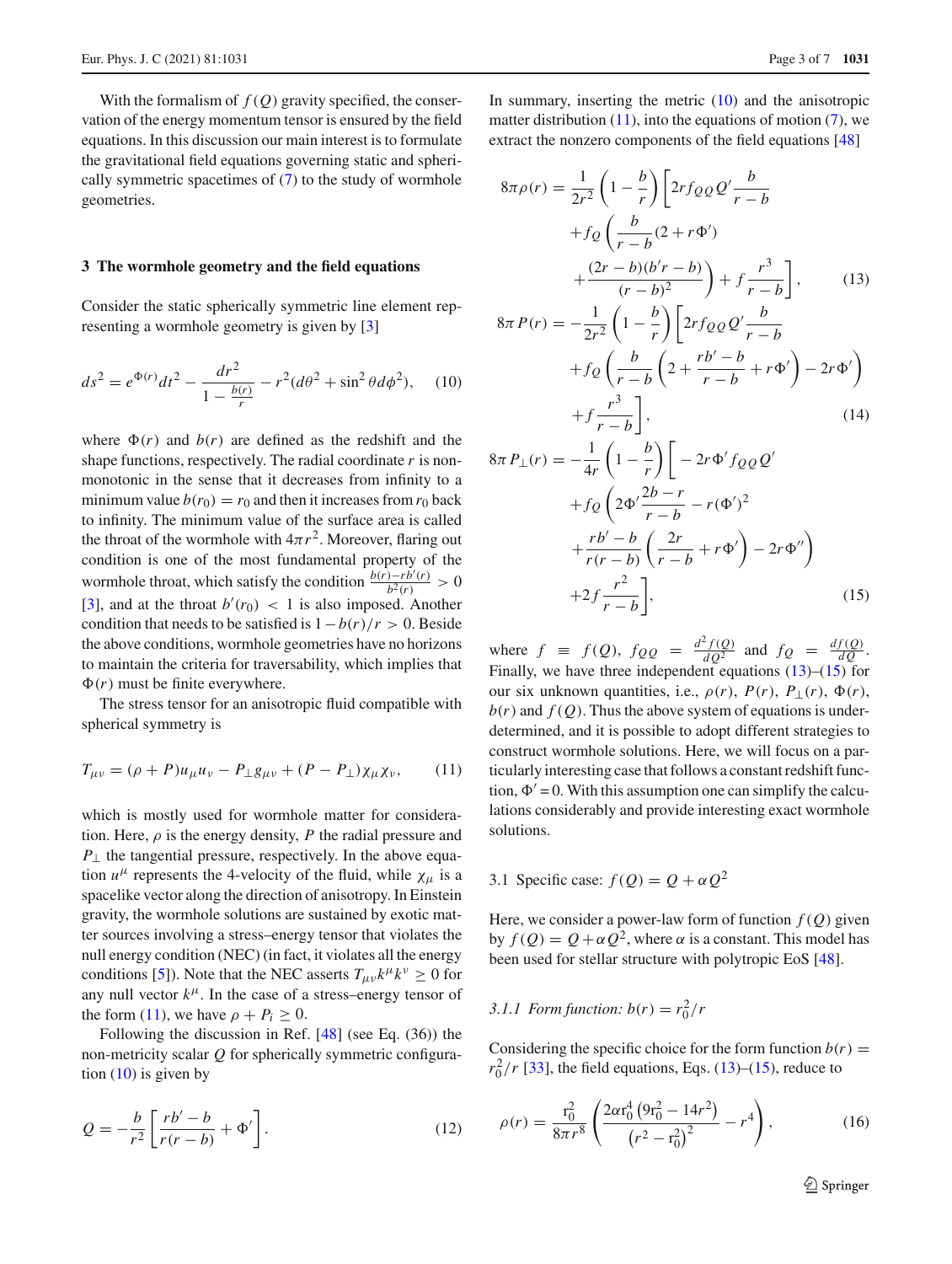With the formalism of $f(Q)$ gravity specified, the conservation of the energy momentum tensor is ensured by the field equations. In this discussion our main interest is to formulate the gravitational field equations governing static and spherically symmetric spacetimes of (7) to the study of wormhole geometries.

## 3 The wormhole geometry and the field equations

Consider the static spherically symmetric line element representing a wormhole geometry is given by [3]

$$ds^2 = e^{\Phi(r)}dt^2 - \frac{dr^2}{1-\frac{b(r)}{r}} - r^2(d\theta^2 + \sin^2\theta d\phi^2), \quad (10)$$

where $\Phi(r)$ and $b(r)$ are defined as the redshift and the shape functions, respectively. The radial coordinate $r$ is non-monotonic in the sense that it decreases from infinity to a minimum value $b(r_0) = r_0$ and then it increases from $r_0$ back to infinity. The minimum value of the surface area is called the throat of the wormhole with $4\pi r^2$. Moreover, flaring out condition is one of the most fundamental property of the wormhole throat, which satisfy the condition $\frac{b(r)-rb'(r)}{b^2(r)} > 0$ [3], and at the throat $b'(r_0) < 1$ is also imposed. Another condition that needs to be satisfied is $1 - b(r)/r > 0$. Beside the above conditions, wormhole geometries have no horizons to maintain the criteria for traversability, which implies that $\Phi(r)$ must be finite everywhere.

The stress tensor for an anisotropic fluid compatible with spherical symmetry is

$$T_{\mu\nu} = (\rho + P)u_\mu u_\nu - P_\perp g_{\mu\nu} + (P - P_\perp)\chi_\mu\chi_\nu, \quad (11)$$

which is mostly used for wormhole matter for consideration. Here, $\rho$ is the energy density, $P$ the radial pressure and $P_\perp$ the tangential pressure, respectively. In the above equation $u^\mu$ represents the 4-velocity of the fluid, while $\chi_\mu$ is a spacelike vector along the direction of anisotropy. In Einstein gravity, the wormhole solutions are sustained by exotic matter sources involving a stress–energy tensor that violates the null energy condition (NEC) (in fact, it violates all the energy conditions [5]). Note that the NEC asserts $T_{\mu\nu}k^\mu k^\nu \geq 0$ for any null vector $k^\mu$. In the case of a stress–energy tensor of the form (11), we have $\rho + P_i \geq 0$.

Following the discussion in Ref. [48] (see Eq. (36)) the non-metricity scalar $Q$ for spherically symmetric configuration (10) is given by

$$Q = -\frac{b}{r^2}\left[\frac{rb'-b}{r(r-b)} + \Phi'\right]. \quad (12)$$

In summary, inserting the metric (10) and the anisotropic matter distribution (11), into the equations of motion (7), we extract the nonzero components of the field equations [48]

$$\begin{aligned}
8\pi\rho(r) = \frac{1}{2r^2}\left(1-\frac{b}{r}\right)\Bigg[&2rf_{QQ}Q'\frac{b}{r-b} \\
&+f_Q\left(\frac{b}{r-b}(2+r\Phi') \right.\\
&\left.+\frac{(2r-b)(b'r-b)}{(r-b)^2}\right) + f\frac{r^3}{r-b}\Bigg], 
\end{aligned} \quad (13)$$

$$\begin{aligned}
8\pi P(r) = -\frac{1}{2r^2}\left(1-\frac{b}{r}\right)\Bigg[&2rf_{QQ}Q'\frac{b}{r-b} \\
&+f_Q\left(\frac{b}{r-b}\left(2+\frac{rb'-b}{r-b}+r\Phi'\right)-2r\Phi'\right) \\
&+f\frac{r^3}{r-b}\Bigg],
\end{aligned} \quad (14)$$

$$\begin{aligned}
8\pi P_\perp(r) = -\frac{1}{4r}\left(1-\frac{b}{r}\right)\Bigg[&-2r\Phi' f_{QQ}Q' \\
&+f_Q\left(2\Phi'\frac{2b-r}{r-b} - r(\Phi')^2 \right.\\
&\left.+\frac{rb'-b}{r(r-b)}\left(\frac{2r}{r-b}+r\Phi'\right) - 2r\Phi''\right) \\
&+2f\frac{r^2}{r-b}\Bigg],
\end{aligned} \quad (15)$$

where $f \equiv f(Q)$, $f_{QQ} = \frac{d^2 f(Q)}{dQ^2}$ and $f_Q = \frac{df(Q)}{dQ}$. Finally, we have three independent equations (13)–(15) for our six unknown quantities, i.e., $\rho(r)$, $P(r)$, $P_\perp(r)$, $\Phi(r)$, $b(r)$ and $f(Q)$. Thus the above system of equations is under-determined, and it is possible to adopt different strategies to construct wormhole solutions. Here, we will focus on a particularly interesting case that follows a constant redshift function, $\Phi' = 0$. With this assumption one can simplify the calculations considerably and provide interesting exact wormhole solutions.

### 3.1 Specific case: $f(Q) = Q + \alpha Q^2$

Here, we consider a power-law form of function $f(Q)$ given by $f(Q) = Q + \alpha Q^2$, where $\alpha$ is a constant. This model has been used for stellar structure with polytropic EoS [48].

#### *3.1.1 Form function: $b(r) = r_0^2/r$*

Considering the specific choice for the form function $b(r) = r_0^2/r$ [33], the field equations, Eqs. (13)–(15), reduce to

$$\rho(r) = \frac{r_0^2}{8\pi r^8}\left(\frac{2\alpha r_0^4\left(9r_0^2 - 14r^2\right)}{\left(r^2 - r_0^2\right)^2} - r^4\right), \quad (16)$$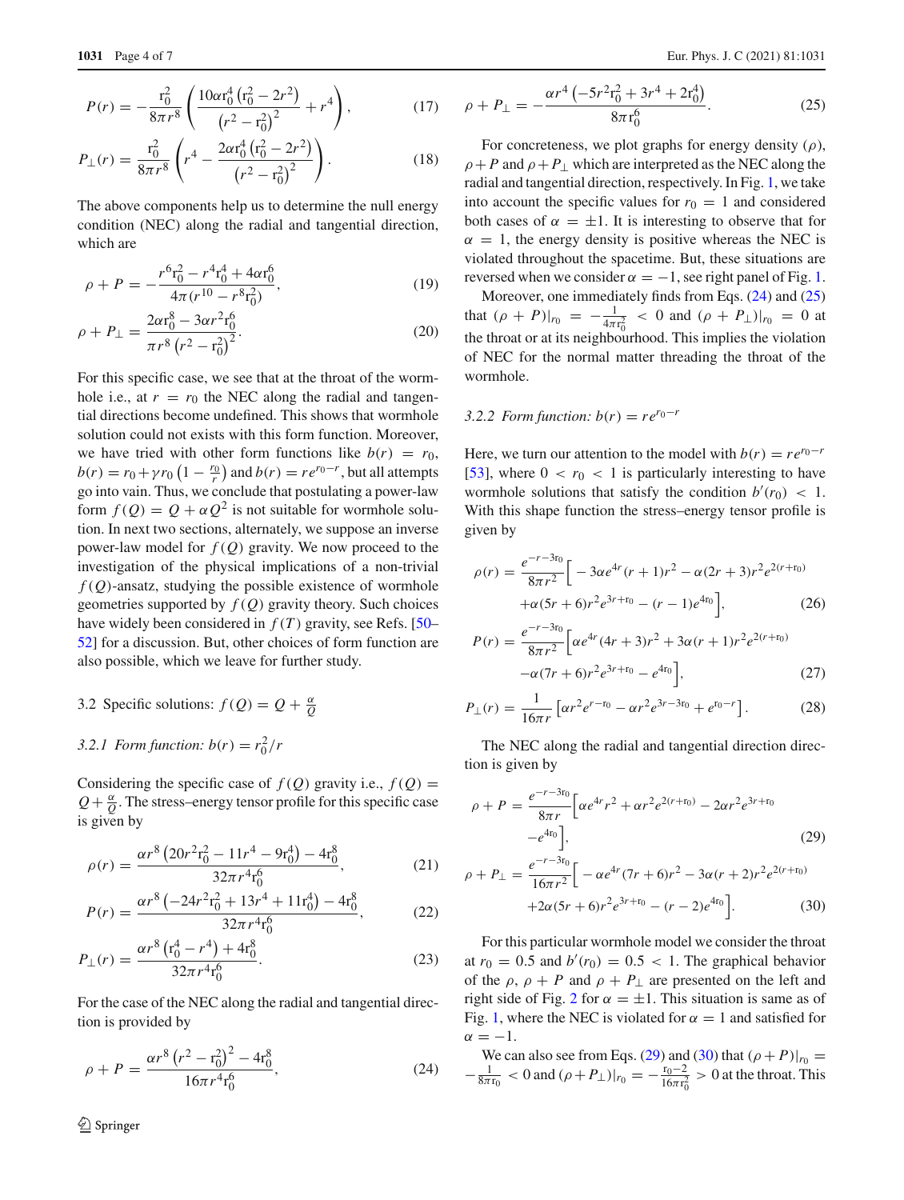$$P(r) = -\frac{\mathrm{r}_0^2}{8\pi r^8}\left(\frac{10\alpha\mathrm{r}_0^4\left(\mathrm{r}_0^2-2r^2\right)}{\left(r^2-\mathrm{r}_0^2\right)^2}+r^4\right), \tag{17}$$

$$P_\perp(r) = \frac{\mathrm{r}_0^2}{8\pi r^8}\left(r^4-\frac{2\alpha\mathrm{r}_0^4\left(\mathrm{r}_0^2-2r^2\right)}{\left(r^2-\mathrm{r}_0^2\right)^2}\right). \tag{18}$$

The above components help us to determine the null energy condition (NEC) along the radial and tangential direction, which are

$$\rho + P = -\frac{r^6\mathrm{r}_0^2 - r^4\mathrm{r}_0^4 + 4\alpha\mathrm{r}_0^6}{4\pi\left(r^{10}-r^8\mathrm{r}_0^2\right)}, \tag{19}$$

$$\rho + P_\perp = \frac{2\alpha\mathrm{r}_0^8 - 3\alpha r^2\mathrm{r}_0^6}{\pi r^8\left(r^2-\mathrm{r}_0^2\right)^2}. \tag{20}$$

For this specific case, we see that at the throat of the wormhole i.e., at $r = r_0$ the NEC along the radial and tangential directions become undefined. This shows that wormhole solution could not exists with this form function. Moreover, we have tried with other form functions like $b(r) = r_0$, $b(r) = r_0 + \gamma r_0\left(1-\frac{r_0}{r}\right)$ and $b(r) = re^{r_0-r}$, but all attempts go into vain. Thus, we conclude that postulating a power-law form $f(Q) = Q + \alpha Q^2$ is not suitable for wormhole solution. In next two sections, alternately, we suppose an inverse power-law model for $f(Q)$ gravity. We now proceed to the investigation of the physical implications of a non-trivial $f(Q)$-ansatz, studying the possible existence of wormhole geometries supported by $f(Q)$ gravity theory. Such choices have widely been considered in $f(T)$ gravity, see Refs. [50–52] for a discussion. But, other choices of form function are also possible, which we leave for further study.

### 3.2 Specific solutions: $f(Q) = Q + \frac{\alpha}{Q}$

#### 3.2.1 Form function: $b(r) = r_0^2/r$

Considering the specific case of $f(Q)$ gravity i.e., $f(Q) = Q + \frac{\alpha}{Q}$. The stress–energy tensor profile for this specific case is given by

$$\rho(r) = \frac{\alpha r^8\left(20r^2\mathrm{r}_0^2 - 11r^4 - 9\mathrm{r}_0^4\right) - 4\mathrm{r}_0^8}{32\pi r^4\mathrm{r}_0^6}, \tag{21}$$

$$P(r) = \frac{\alpha r^8\left(-24r^2\mathrm{r}_0^2 + 13r^4 + 11\mathrm{r}_0^4\right) - 4\mathrm{r}_0^8}{32\pi r^4\mathrm{r}_0^6}, \tag{22}$$

$$P_\perp(r) = \frac{\alpha r^8\left(\mathrm{r}_0^4 - r^4\right) + 4\mathrm{r}_0^8}{32\pi r^4\mathrm{r}_0^6}. \tag{23}$$

For the case of the NEC along the radial and tangential direction is provided by

$$\rho + P = \frac{\alpha r^8\left(r^2-\mathrm{r}_0^2\right)^2 - 4\mathrm{r}_0^8}{16\pi r^4\mathrm{r}_0^6}, \tag{24}$$

$$\rho + P_\perp = -\frac{\alpha r^4\left(-5r^2\mathrm{r}_0^2 + 3r^4 + 2\mathrm{r}_0^4\right)}{8\pi\mathrm{r}_0^6}. \tag{25}$$

For concreteness, we plot graphs for energy density ($\rho$), $\rho + P$ and $\rho + P_\perp$ which are interpreted as the NEC along the radial and tangential direction, respectively. In Fig. 1, we take into account the specific values for $r_0 = 1$ and considered both cases of $\alpha = \pm 1$. It is interesting to observe that for $\alpha = 1$, the energy density is positive whereas the NEC is violated throughout the spacetime. But, these situations are reversed when we consider $\alpha = -1$, see right panel of Fig. 1.

Moreover, one immediately finds from Eqs. (24) and (25) that $(\rho + P)|_{r_0} = -\frac{1}{4\pi\mathrm{r}_0^2} < 0$ and $(\rho + P_\perp)|_{r_0} = 0$ at the throat or at its neighbourhood. This implies the violation of NEC for the normal matter threading the throat of the wormhole.

#### 3.2.2 Form function: $b(r) = re^{r_0-r}$

Here, we turn our attention to the model with $b(r) = re^{r_0-r}$ [53], where $0 < r_0 < 1$ is particularly interesting to have wormhole solutions that satisfy the condition $b'(r_0) < 1$. With this shape function the stress–energy tensor profile is given by

$$\begin{aligned}\rho(r) = \frac{e^{-r-3\mathrm{r}_0}}{8\pi r^2}\Big[&-3\alpha e^{4r}(r+1)r^2 - \alpha(2r+3)r^2e^{2(r+\mathrm{r}_0)} \\ &+\alpha(5r+6)r^2e^{3r+\mathrm{r}_0} - (r-1)e^{4\mathrm{r}_0}\Big],\end{aligned} \tag{26}$$

$$\begin{aligned}P(r) = \frac{e^{-r-3\mathrm{r}_0}}{8\pi r^2}\Big[&\alpha e^{4r}(4r+3)r^2 + 3\alpha(r+1)r^2e^{2(r+\mathrm{r}_0)} \\ &-\alpha(7r+6)r^2e^{3r+\mathrm{r}_0} - e^{4\mathrm{r}_0}\Big],\end{aligned} \tag{27}$$

$$P_\perp(r) = \frac{1}{16\pi r}\left[\alpha r^2e^{r-\mathrm{r}_0} - \alpha r^2e^{3r-3\mathrm{r}_0} + e^{\mathrm{r}_0-r}\right]. \tag{28}$$

The NEC along the radial and tangential direction direction is given by

$$\begin{aligned}\rho + P = \frac{e^{-r-3\mathrm{r}_0}}{8\pi r}\Big[&\alpha e^{4r}r^2 + \alpha r^2e^{2(r+\mathrm{r}_0)} - 2\alpha r^2e^{3r+\mathrm{r}_0} \\ &-e^{4\mathrm{r}_0}\Big],\end{aligned} \tag{29}$$

$$\begin{aligned}\rho + P_\perp = \frac{e^{-r-3\mathrm{r}_0}}{16\pi r^2}\Big[&-\alpha e^{4r}(7r+6)r^2 - 3\alpha(r+2)r^2e^{2(r+\mathrm{r}_0)} \\ &+2\alpha(5r+6)r^2e^{3r+\mathrm{r}_0} - (r-2)e^{4\mathrm{r}_0}\Big].\end{aligned} \tag{30}$$

For this particular wormhole model we consider the throat at $r_0 = 0.5$ and $b'(r_0) = 0.5 < 1$. The graphical behavior of the $\rho$, $\rho + P$ and $\rho + P_\perp$ are presented on the left and right side of Fig. 2 for $\alpha = \pm 1$. This situation is same as of Fig. 1, where the NEC is violated for $\alpha = 1$ and satisfied for $\alpha = -1$.

We can also see from Eqs. (29) and (30) that $(\rho + P)|_{r_0} = -\frac{1}{8\pi\mathrm{r}_0} < 0$ and $(\rho + P_\perp)|_{r_0} = -\frac{\mathrm{r}_0-2}{16\pi\mathrm{r}_0^2} > 0$ at the throat. This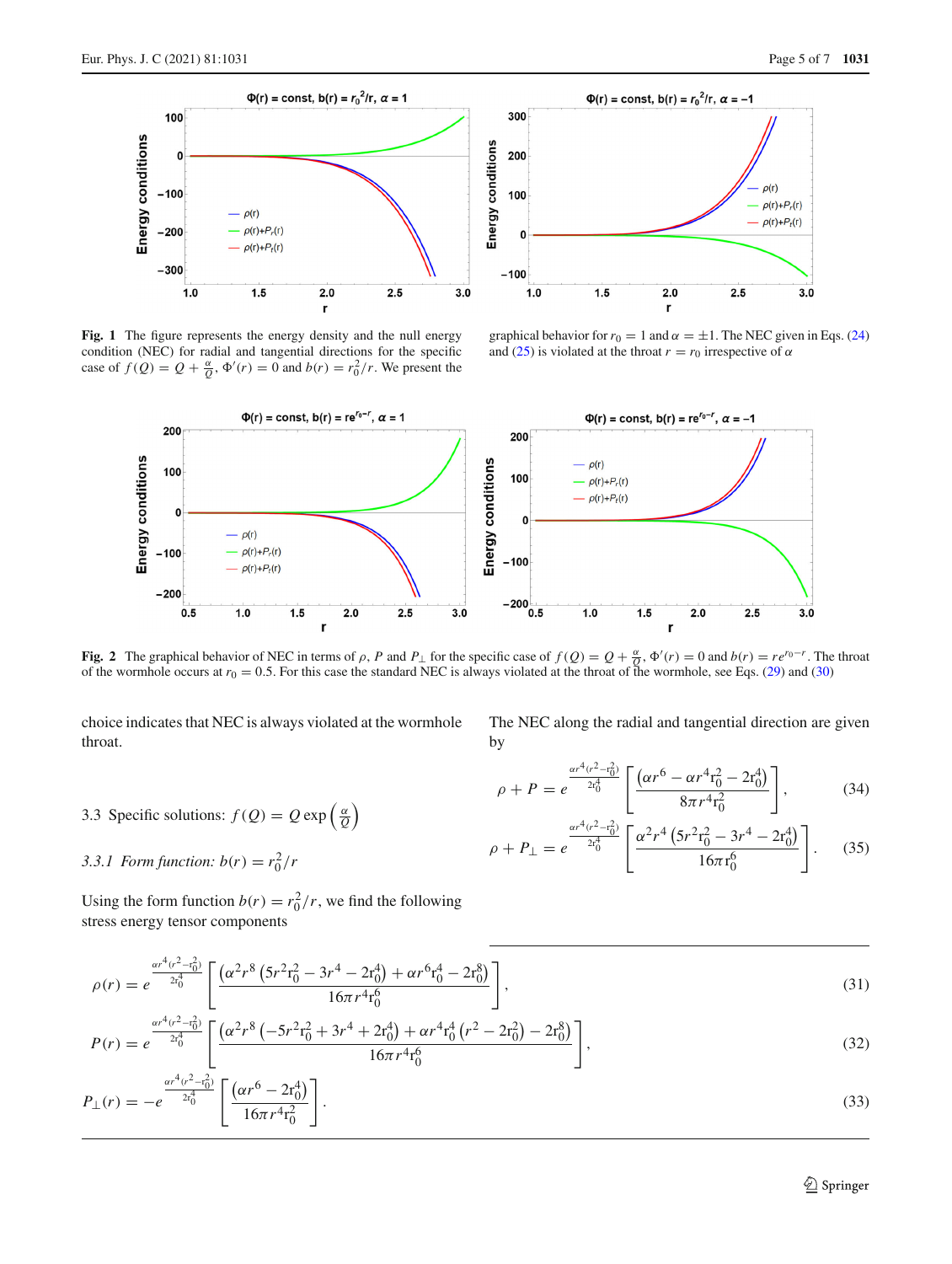**Fig. 1** The figure represents the energy density and the null energy condition (NEC) for radial and tangential directions for the specific case of $f(Q) = Q + \frac{\alpha}{Q}$, $\Phi'(r) = 0$ and $b(r) = r_0^2/r$. We present the graphical behavior for $r_0 = 1$ and $\alpha = \pm 1$. The NEC given in Eqs. (24) and (25) is violated at the throat $r = r_0$ irrespective of $\alpha$

**Fig. 2** The graphical behavior of NEC in terms of $\rho$, $P$ and $P_\perp$ for the specific case of $f(Q) = Q + \frac{\alpha}{Q}$, $\Phi'(r) = 0$ and $b(r) = re^{r_0 - r}$. The throat of the wormhole occurs at $r_0 = 0.5$. For this case the standard NEC is always violated at the throat of the wormhole, see Eqs. (29) and (30)

choice indicates that NEC is always violated at the wormhole throat.

### 3.3 Specific solutions: $f(Q) = Q\exp\left(\frac{\alpha}{Q}\right)$

#### 3.3.1 Form function: $b(r) = r_0^2/r$

Using the form function $b(r) = r_0^2/r$, we find the following stress energy tensor components

$$\rho(r) = e^{\frac{\alpha r^4 (r^2 - r_0^2)}{2r_0^4}} \left[ \frac{\left(\alpha^2 r^8 \left(5r^2 r_0^2 - 3r^4 - 2r_0^4\right) + \alpha r^6 r_0^4 - 2r_0^8\right)}{16\pi r^4 r_0^6} \right], \tag{31}$$

$$P(r) = e^{\frac{\alpha r^4 (r^2 - r_0^2)}{2r_0^4}} \left[ \frac{\left(\alpha^2 r^8 \left(-5r^2 r_0^2 + 3r^4 + 2r_0^4\right) + \alpha r^4 r_0^4 \left(r^2 - 2r_0^2\right) - 2r_0^8\right)}{16\pi r^4 r_0^6} \right], \tag{32}$$

$$P_\perp(r) = -e^{\frac{\alpha r^4 (r^2 - r_0^2)}{2r_0^4}} \left[ \frac{\left(\alpha r^6 - 2r_0^4\right)}{16\pi r^4 r_0^2} \right]. \tag{33}$$

The NEC along the radial and tangential direction are given by

$$\rho + P = e^{\frac{\alpha r^4 (r^2 - r_0^2)}{2r_0^4}} \left[ \frac{\left(\alpha r^6 - \alpha r^4 r_0^2 - 2r_0^4\right)}{8\pi r^4 r_0^2} \right], \tag{34}$$

$$\rho + P_\perp = e^{\frac{\alpha r^4 (r^2 - r_0^2)}{2r_0^4}} \left[ \frac{\alpha^2 r^4 \left(5r^2 r_0^2 - 3r^4 - 2r_0^4\right)}{16\pi r_0^6} \right]. \tag{35}$$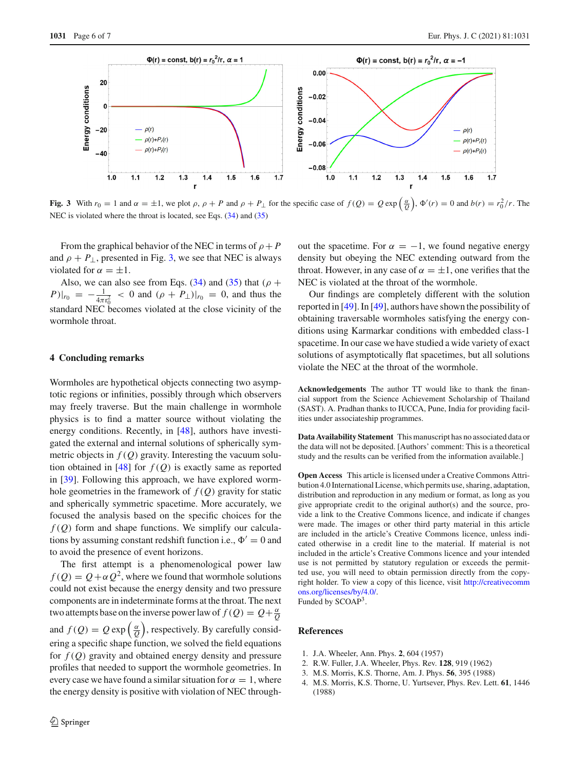**Fig. 3** With $r_0 = 1$ and $\alpha = \pm 1$, we plot $\rho$, $\rho + P$ and $\rho + P_\perp$ for the specific case of $f(Q) = Q \exp\left(\frac{\alpha}{Q}\right)$, $\Phi'(r) = 0$ and $b(r) = r_0^2/r$. The NEC is violated where the throat is located, see Eqs. (34) and (35)

From the graphical behavior of the NEC in terms of $\rho + P$ and $\rho + P_\perp$, presented in Fig. 3, we see that NEC is always violated for $\alpha = \pm 1$.

Also, we can also see from Eqs. (34) and (35) that $(\rho + P)|_{r_0} = -\frac{1}{4\pi r_0^2} < 0$ and $(\rho + P_\perp)|_{r_0} = 0$, and thus the standard NEC becomes violated at the close vicinity of the wormhole throat.

## 4 Concluding remarks

Wormholes are hypothetical objects connecting two asymptotic regions or infinities, possibly through which observers may freely traverse. But the main challenge in wormhole physics is to find a matter source without violating the energy conditions. Recently, in [48], authors have investigated the external and internal solutions of spherically symmetric objects in $f(Q)$ gravity. Interesting the vacuum solution obtained in [48] for $f(Q)$ is exactly same as reported in [39]. Following this approach, we have explored wormhole geometries in the framework of $f(Q)$ gravity for static and spherically symmetric spacetime. More accurately, we focused the analysis based on the specific choices for the $f(Q)$ form and shape functions. We simplify our calculations by assuming constant redshift function i.e., $\Phi' = 0$ and to avoid the presence of event horizons.

The first attempt is a phenomenological power law $f(Q) = Q + \alpha Q^2$, where we found that wormhole solutions could not exist because the energy density and two pressure components are in indeterminate forms at the throat. The next two attempts base on the inverse power law of $f(Q) = Q + \frac{\alpha}{Q}$ and $f(Q) = Q \exp\left(\frac{\alpha}{Q}\right)$, respectively. By carefully considering a specific shape function, we solved the field equations for $f(Q)$ gravity and obtained energy density and pressure profiles that needed to support the wormhole geometries. In every case we have found a similar situation for $\alpha = 1$, where the energy density is positive with violation of NEC throughout the spacetime. For $\alpha = -1$, we found negative energy density but obeying the NEC extending outward from the throat. However, in any case of $\alpha = \pm 1$, one verifies that the NEC is violated at the throat of the wormhole.

Our findings are completely different with the solution reported in [49]. In [49], authors have shown the possibility of obtaining traversable wormholes satisfying the energy conditions using Karmarkar conditions with embedded class-1 spacetime. In our case we have studied a wide variety of exact solutions of asymptotically flat spacetimes, but all solutions violate the NEC at the throat of the wormhole.

**Acknowledgements** The author TT would like to thank the financial support from the Science Achievement Scholarship of Thailand (SAST). A. Pradhan thanks to IUCCA, Pune, India for providing facilities under associateship programmes.

**Data Availability Statement** This manuscript has no associated data or the data will not be deposited. [Authors' comment: This is a theoretical study and the results can be verified from the information available.]

**Open Access** This article is licensed under a Creative Commons Attribution 4.0 International License, which permits use, sharing, adaptation, distribution and reproduction in any medium or format, as long as you give appropriate credit to the original author(s) and the source, provide a link to the Creative Commons licence, and indicate if changes were made. The images or other third party material in this article are included in the article's Creative Commons licence, unless indicated otherwise in a credit line to the material. If material is not included in the article's Creative Commons licence and your intended use is not permitted by statutory regulation or exceeds the permitted use, you will need to obtain permission directly from the copyright holder. To view a copy of this licence, visit http://creativecommons.org/licenses/by/4.0/.
Funded by SCOAP[3].

## References

1. J.A. Wheeler, Ann. Phys. **2**, 604 (1957)
2. R.W. Fuller, J.A. Wheeler, Phys. Rev. **128**, 919 (1962)
3. M.S. Morris, K.S. Thorne, Am. J. Phys. **56**, 395 (1988)
4. M.S. Morris, K.S. Thorne, U. Yurtsever, Phys. Rev. Lett. **61**, 1446 (1988)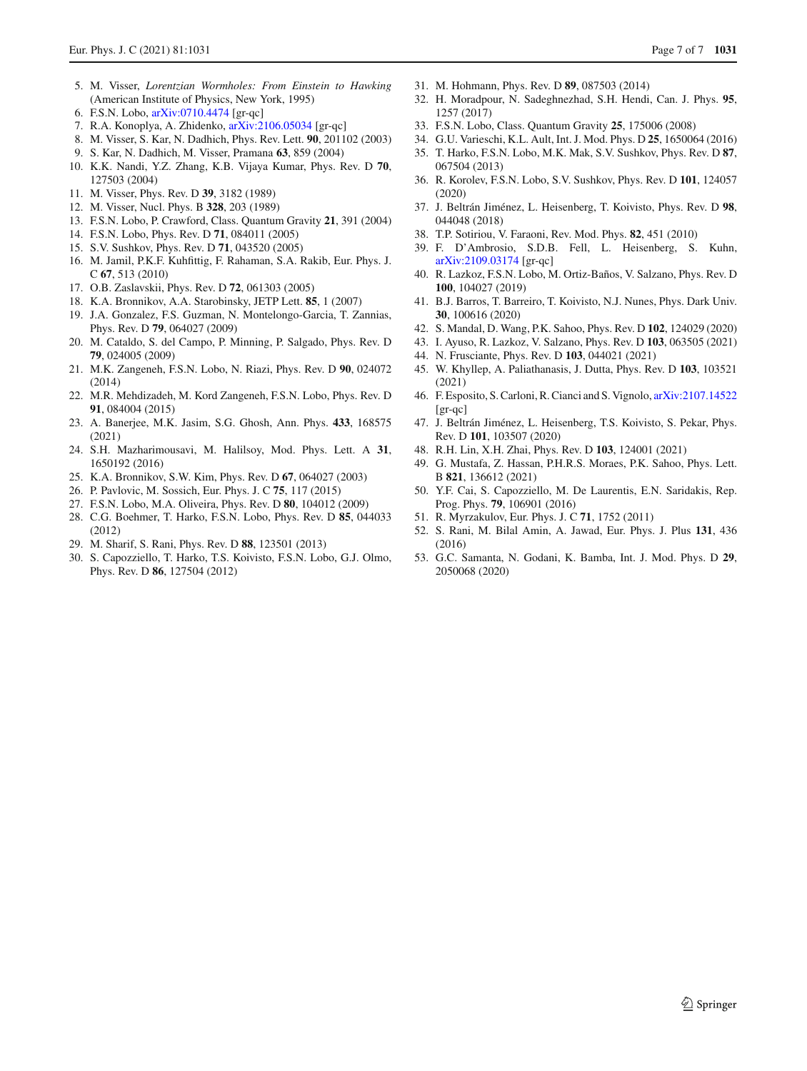5. M. Visser, *Lorentzian Wormholes: From Einstein to Hawking* (American Institute of Physics, New York, 1995)
6. F.S.N. Lobo, arXiv:0710.4474 [gr-qc]
7. R.A. Konoplya, A. Zhidenko, arXiv:2106.05034 [gr-qc]
8. M. Visser, S. Kar, N. Dadhich, Phys. Rev. Lett. **90**, 201102 (2003)
9. S. Kar, N. Dadhich, M. Visser, Pramana **63**, 859 (2004)
10. K.K. Nandi, Y.Z. Zhang, K.B. Vijaya Kumar, Phys. Rev. D **70**, 127503 (2004)
11. M. Visser, Phys. Rev. D **39**, 3182 (1989)
12. M. Visser, Nucl. Phys. B **328**, 203 (1989)
13. F.S.N. Lobo, P. Crawford, Class. Quantum Gravity **21**, 391 (2004)
14. F.S.N. Lobo, Phys. Rev. D **71**, 084011 (2005)
15. S.V. Sushkov, Phys. Rev. D **71**, 043520 (2005)
16. M. Jamil, P.K.F. Kuhfittig, F. Rahaman, S.A. Rakib, Eur. Phys. J. C **67**, 513 (2010)
17. O.B. Zaslavskii, Phys. Rev. D **72**, 061303 (2005)
18. K.A. Bronnikov, A.A. Starobinsky, JETP Lett. **85**, 1 (2007)
19. J.A. Gonzalez, F.S. Guzman, N. Montelongo-Garcia, T. Zannias, Phys. Rev. D **79**, 064027 (2009)
20. M. Cataldo, S. del Campo, P. Minning, P. Salgado, Phys. Rev. D **79**, 024005 (2009)
21. M.K. Zangeneh, F.S.N. Lobo, N. Riazi, Phys. Rev. D **90**, 024072 (2014)
22. M.R. Mehdizadeh, M. Kord Zangeneh, F.S.N. Lobo, Phys. Rev. D **91**, 084004 (2015)
23. A. Banerjee, M.K. Jasim, S.G. Ghosh, Ann. Phys. **433**, 168575 (2021)
24. S.H. Mazharimousavi, M. Halilsoy, Mod. Phys. Lett. A **31**, 1650192 (2016)
25. K.A. Bronnikov, S.W. Kim, Phys. Rev. D **67**, 064027 (2003)
26. P. Pavlovic, M. Sossich, Eur. Phys. J. C **75**, 117 (2015)
27. F.S.N. Lobo, M.A. Oliveira, Phys. Rev. D **80**, 104012 (2009)
28. C.G. Boehmer, T. Harko, F.S.N. Lobo, Phys. Rev. D **85**, 044033 (2012)
29. M. Sharif, S. Rani, Phys. Rev. D **88**, 123501 (2013)
30. S. Capozziello, T. Harko, T.S. Koivisto, F.S.N. Lobo, G.J. Olmo, Phys. Rev. D **86**, 127504 (2012)
31. M. Hohmann, Phys. Rev. D **89**, 087503 (2014)
32. H. Moradpour, N. Sadeghnezhad, S.H. Hendi, Can. J. Phys. **95**, 1257 (2017)
33. F.S.N. Lobo, Class. Quantum Gravity **25**, 175006 (2008)
34. G.U. Varieschi, K.L. Ault, Int. J. Mod. Phys. D **25**, 1650064 (2016)
35. T. Harko, F.S.N. Lobo, M.K. Mak, S.V. Sushkov, Phys. Rev. D **87**, 067504 (2013)
36. R. Korolev, F.S.N. Lobo, S.V. Sushkov, Phys. Rev. D **101**, 124057 (2020)
37. J. Beltrán Jiménez, L. Heisenberg, T. Koivisto, Phys. Rev. D **98**, 044048 (2018)
38. T.P. Sotiriou, V. Faraoni, Rev. Mod. Phys. **82**, 451 (2010)
39. F. D'Ambrosio, S.D.B. Fell, L. Heisenberg, S. Kuhn, arXiv:2109.03174 [gr-qc]
40. R. Lazkoz, F.S.N. Lobo, M. Ortiz-Baños, V. Salzano, Phys. Rev. D **100**, 104027 (2019)
41. B.J. Barros, T. Barreiro, T. Koivisto, N.J. Nunes, Phys. Dark Univ. **30**, 100616 (2020)
42. S. Mandal, D. Wang, P.K. Sahoo, Phys. Rev. D **102**, 124029 (2020)
43. I. Ayuso, R. Lazkoz, V. Salzano, Phys. Rev. D **103**, 063505 (2021)
44. N. Frusciante, Phys. Rev. D **103**, 044021 (2021)
45. W. Khyllep, A. Paliathanasis, J. Dutta, Phys. Rev. D **103**, 103521 (2021)
46. F. Esposito, S. Carloni, R. Cianci and S. Vignolo, arXiv:2107.14522 [gr-qc]
47. J. Beltrán Jiménez, L. Heisenberg, T.S. Koivisto, S. Pekar, Phys. Rev. D **101**, 103507 (2020)
48. R.H. Lin, X.H. Zhai, Phys. Rev. D **103**, 124001 (2021)
49. G. Mustafa, Z. Hassan, P.H.R.S. Moraes, P.K. Sahoo, Phys. Lett. B **821**, 136612 (2021)
50. Y.F. Cai, S. Capozziello, M. De Laurentis, E.N. Saridakis, Rep. Prog. Phys. **79**, 106901 (2016)
51. R. Myrzakulov, Eur. Phys. J. C **71**, 1752 (2011)
52. S. Rani, M. Bilal Amin, A. Jawad, Eur. Phys. J. Plus **131**, 436 (2016)
53. G.C. Samanta, N. Godani, K. Bamba, Int. J. Mod. Phys. D **29**, 2050068 (2020)